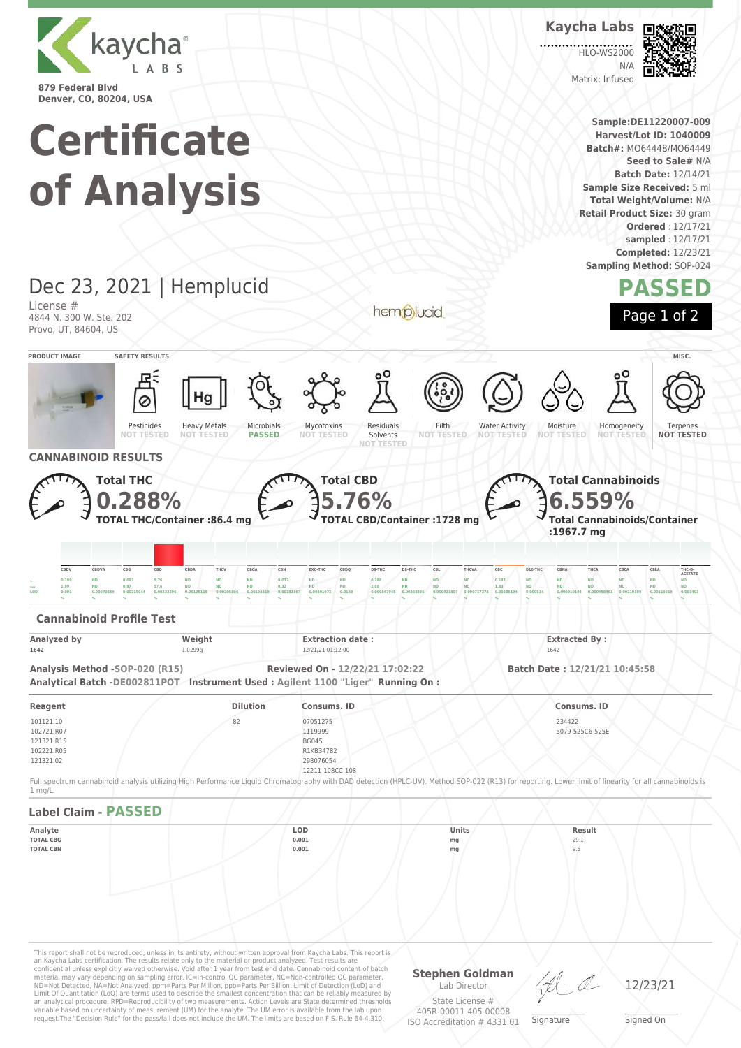kaycha LABS

879 Federal Blvd
Denver, CO, 80204, USA

**Kaycha Labs**

HLO-WS2000
N/A
Matrix: Infused

# Certificate of Analysis

**Sample:** DE11220007-009
**Harvest/Lot ID:** 1040009
**Batch#:** MO64448/MO64449
**Seed to Sale#** N/A
**Batch Date:** 12/14/21
**Sample Size Received:** 5 ml
**Total Weight/Volume:** N/A
**Retail Product Size:** 30 gram
**Ordered** : 12/17/21
**sampled** : 12/17/21
**Completed:** 12/23/21
**Sampling Method:** SOP-024

## Dec 23, 2021 | Hemplucid

License #
4844 N. 300 W. Ste. 202
Provo, UT, 84604, US

hemplucid

**PASSED**

### SAFETY RESULTS

| Pesticides | Heavy Metals | Microbials | Mycotoxins | Residuals Solvents | Filth | Water Activity | Moisture | Homogeneity | Terpenes (MISC.) |
|---|---|---|---|---|---|---|---|---|---|
| NOT TESTED | NOT TESTED | PASSED | NOT TESTED | NOT TESTED | NOT TESTED | NOT TESTED | NOT TESTED | NOT TESTED | NOT TESTED |

## CANNABINOID RESULTS

**Total THC** 0.288%
TOTAL THC/Container :86.4 mg

**Total CBD** 5.76%
TOTAL CBD/Container :1728 mg

**Total Cannabinoids** 6.559%
Total Cannabinoids/Container :1967.7 mg

| | CBDV | CBDVA | CBG | CBD | CBDA | THCV | CBGA | CBN | EXO-THC | CBDQ | D9-THC | D8-THC | CBL | THCVA | CBC | D10-THC | CBNA | THCA | CBCA | CBLA | THC-O-ACETATE |
|---|---|---|---|---|---|---|---|---|---|---|---|---|---|---|---|---|---|---|---|---|---|
| % | 0.199 | ND | 0.097 | 5.76 | ND | ND | ND | 0.032 | ND | ND | 0.288 | ND | ND | ND | 0.183 | ND | ND | ND | ND | ND | ND |
| mg/g | 1.99 | ND | 0.97 | 57.6 | ND | ND | ND | 0.32 | ND | ND | 2.88 | ND | ND | ND | 1.83 | ND | ND | ND | ND | ND | ND |
| LOD | 0.001 | 0.00070559 | 0.00219044 | 0.00333396 | 0.00125116 | 0.00205806 | 0.00192419 | 0.00183167 | 0.00401072 | 0.0148 | 0.000847945 | 0.00268886 | 0.000921807 | 0.000717378 | 0.00286194 | 0.000534 | 0.000910194 | 0.000458461 | 0.00210199 | 0.00116619 | 0.003403 |
| | % | % | % | % | % | % | % | % | % | % | % | % | % | % | % | % | % | % | % | % | % |

### Cannabinoid Profile Test

| Analyzed by | Weight | Extraction date : | Extracted By : |
|---|---|---|---|
| 1642 | 1.0299g | 12/21/21 01:12:00 | 1642 |

**Analysis Method** -SOP-020 (R15) **Reviewed On** - 12/22/21 17:02:22 **Batch Date :** 12/21/21 10:45:58
**Analytical Batch** -DE002811POT **Instrument Used :** Agilent 1100 "Liger" **Running On :**

| Reagent | Dilution | Consums. ID | Consums. ID |
|---|---|---|---|
| 101121.10 | 82 | 07051275 | 234422 |
| 102721.R07 | | 1119999 | 5079-525C6-525E |
| 121321.R15 | | BG045 | |
| 102221.R05 | | R1KB34782 | |
| 121321.02 | | 298076054 | |
| | | 12211-108CC-108 | |

Full spectrum cannabinoid analysis utilizing High Performance Liquid Chromatography with DAD detection (HPLC-UV). Method SOP-022 (R13) for reporting. Lower limit of linearity for all cannabinoids is 1 mg/L.

### Label Claim - PASSED

| Analyte | LOD | Units | Result |
|---|---|---|---|
| TOTAL CBG | 0.001 | mg | 29.1 |
| TOTAL CBN | 0.001 | mg | 9.6 |

This report shall not be reproduced, unless in its entirety, without written approval from Kaycha Labs. This report is an Kaycha Labs certification. The results relate only to the material or product analyzed. Test results are confidential unless explicitly waived otherwise. Void after 1 year from test end date. Cannabinoid content of batch material may vary depending on sampling error. IC=In-control QC parameter, NC=Non-controlled QC parameter, ND=Not Detected, NA=Not Analyzed, ppm=Parts Per Million, ppb=Parts Per Billion. Limit of Detection (LoD) and Limit Of Quantitation (LoQ) are terms used to describe the smallest concentration that can be reliably measured by an analytical procedure. RPD=Reproducibility of two measurements. Action Levels are State determined thresholds variable based on uncertainty of measurement (UM) for the analyte. The UM error is available from the lab upon request.The "Decision Rule" for the pass/fail does not include the UM. The limits are based on F.S. Rule 64-4.310.

**Stephen Goldman**
Lab Director
State License #
405R-00011 405-00008
ISO Accreditation # 4331.01

Signature

12/23/21
Signed On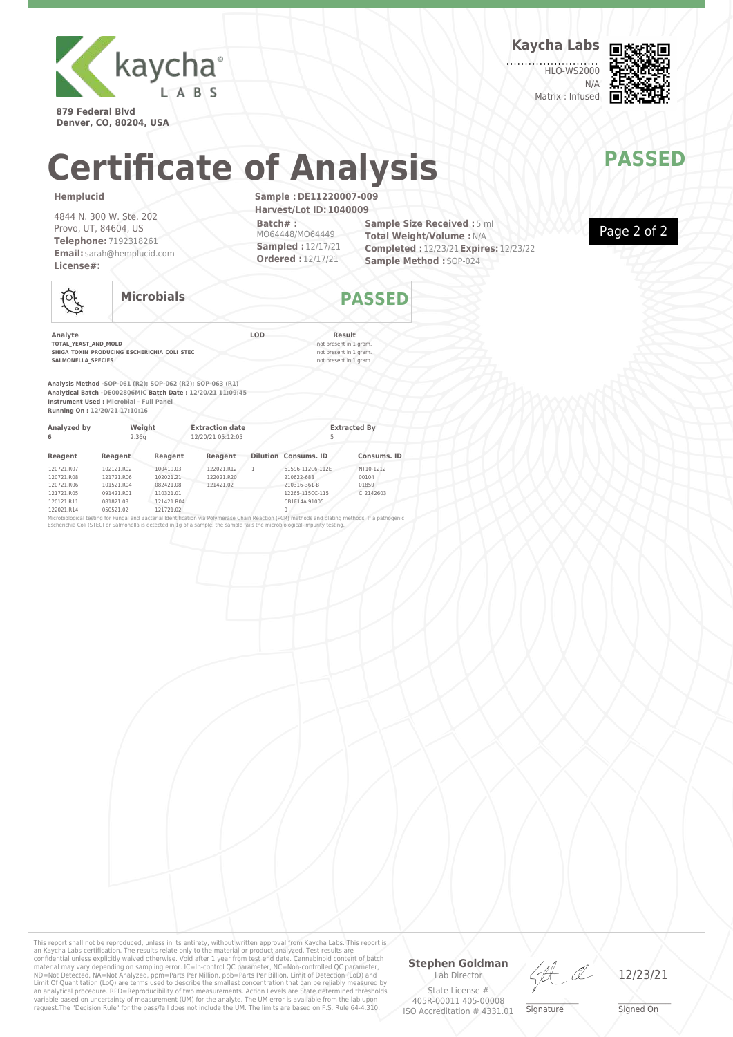**879 Federal Blvd**
**Denver, CO, 80204, USA**

**Kaycha Labs**

HLO-WS2000
N/A
Matrix : Infused

# Certificate of Analysis

**PASSED**

**Hemplucid**

4844 N. 300 W. Ste. 202
Provo, UT, 84604, US
**Telephone:** 7192318261
**Email:** sarah@hemplucid.com
**License#:**

**Sample : DE11220007-009**
**Harvest/Lot ID: 1040009**
**Batch# :** MO64448/MO64449
**Sampled :** 12/17/21
**Ordered :** 12/17/21

**Sample Size Received :** 5 ml
**Total Weight/Volume :** N/A
**Completed :** 12/23/21 **Expires:** 12/23/22
**Sample Method :** SOP-024

## Microbials — PASSED

| Analyte | LOD | Result |
|---|---|---|
| TOTAL_YEAST_AND_MOLD | | not present in 1 gram. |
| SHIGA_TOXIN_PRODUCING_ESCHERICHIA_COLI_STEC | | not present in 1 gram. |
| SALMONELLA_SPECIES | | not present in 1 gram. |

**Analysis Method -SOP-061 (R2); SOP-062 (R2); SOP-063 (R1)**
**Analytical Batch -DE002806MIC Batch Date : 12/20/21 11:09:45**
**Instrument Used : Microbial - Full Panel**
**Running On : 12/20/21 17:10:16**

| Analyzed by | Weight | Extraction date | Extracted By |
|---|---|---|---|
| 6 | 2.36g | 12/20/21 05:12:05 | 5 |

| Reagent | Reagent | Reagent | Reagent | Dilution | Consums. ID | Consums. ID |
|---|---|---|---|---|---|---|
| 120721.R07 | 102121.R02 | 100419.03 | 122021.R12 | 1 | 61596-112C6-112E | NT10-1212 |
| 120721.R08 | 121721.R06 | 102021.21 | 122021.R20 | | 210622-688 | 00104 |
| 120721.R06 | 101521.R04 | 082421.08 | 121421.02 | | 210316-361-B | 01859 |
| 121721.R05 | 091421.R01 | 110321.01 | | | 12265-115CC-115 | C_2142603 |
| 120121.R11 | 081821.08 | 121421.R04 | | | CB1F14A 91005 | |
| 122021.R14 | 050521.02 | 121721.02 | | | 0 | |

Microbiological testing for Fungal and Bacterial Identification via Polymerase Chain Reaction (PCR) methods and plating methods. If a pathogenic Escherichia Coli (STEC) or Salmonella is detected in 1g of a sample, the sample fails the microbiological-impurity testing.

This report shall not be reproduced, unless in its entirety, without written approval from Kaycha Labs. This report is an Kaycha Labs certification. The results relate only to the material or product analyzed. Test results are confidential unless explicitly waived otherwise. Void after 1 year from test end date. Cannabinoid content of batch material may vary depending on sampling error. IC=In-control QC parameter, NC=Non-controlled QC parameter, ND=Not Detected, NA=Not Analyzed, ppm=Parts Per Million, ppb=Parts Per Billion. Limit of Detection (LoD) and Limit Of Quantitation (LoQ) are terms used to describe the smallest concentration that can be reliably measured by an analytical procedure. RPD=Reproducibility of two measurements. Action Levels are State determined thresholds variable based on uncertainty of measurement (UM) for the analyte. The UM error is available from the lab upon request.The "Decision Rule" for the pass/fail does not include the UM. The limits are based on F.S. Rule 64-4.310.

**Stephen Goldman**
Lab Director
State License # 405R-00011 405-00008
ISO Accreditation # 4331.01

Signature

12/23/21
Signed On